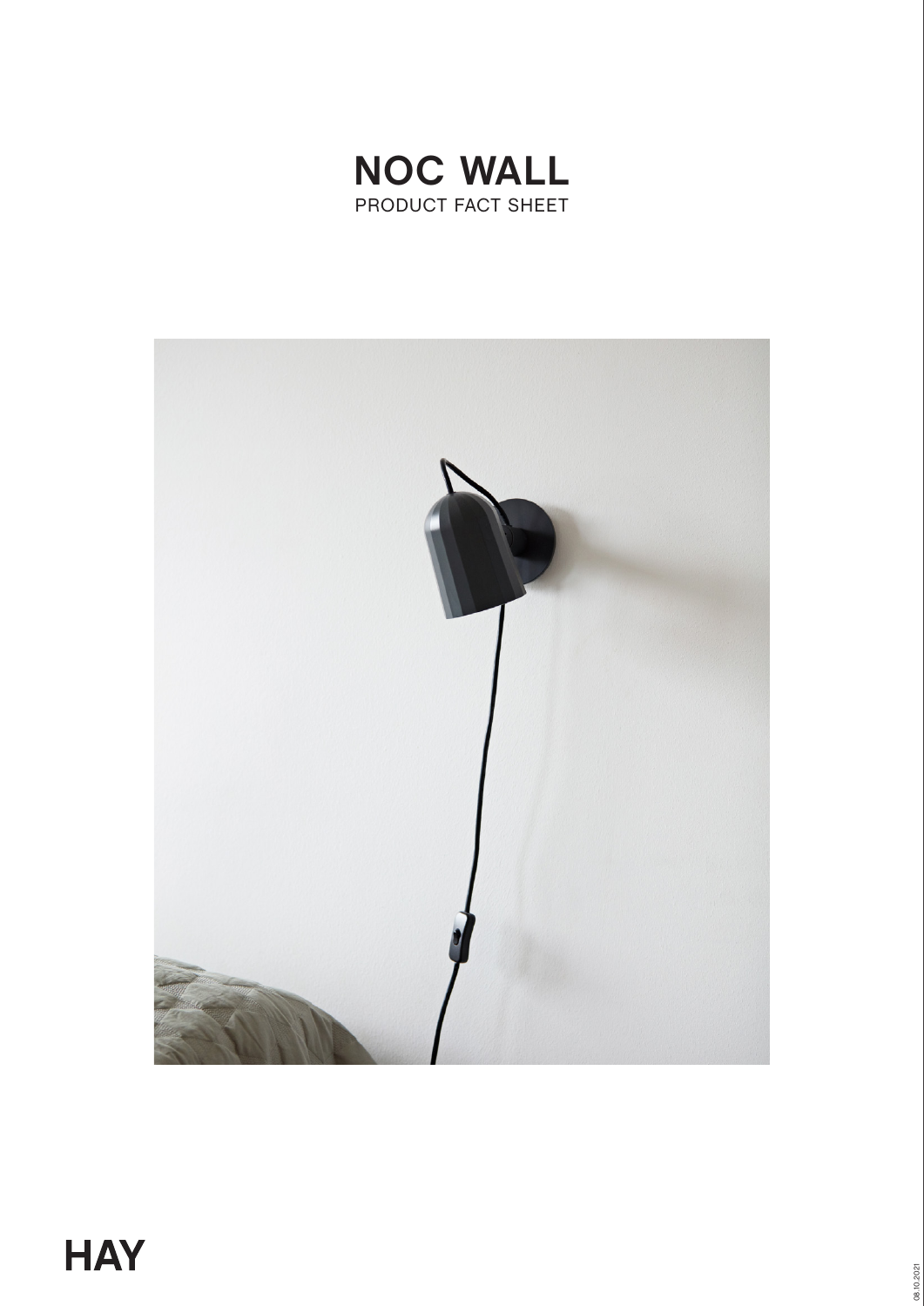# NOC WALL

PRODUCT FACT SHEET

HAY

08.10.2021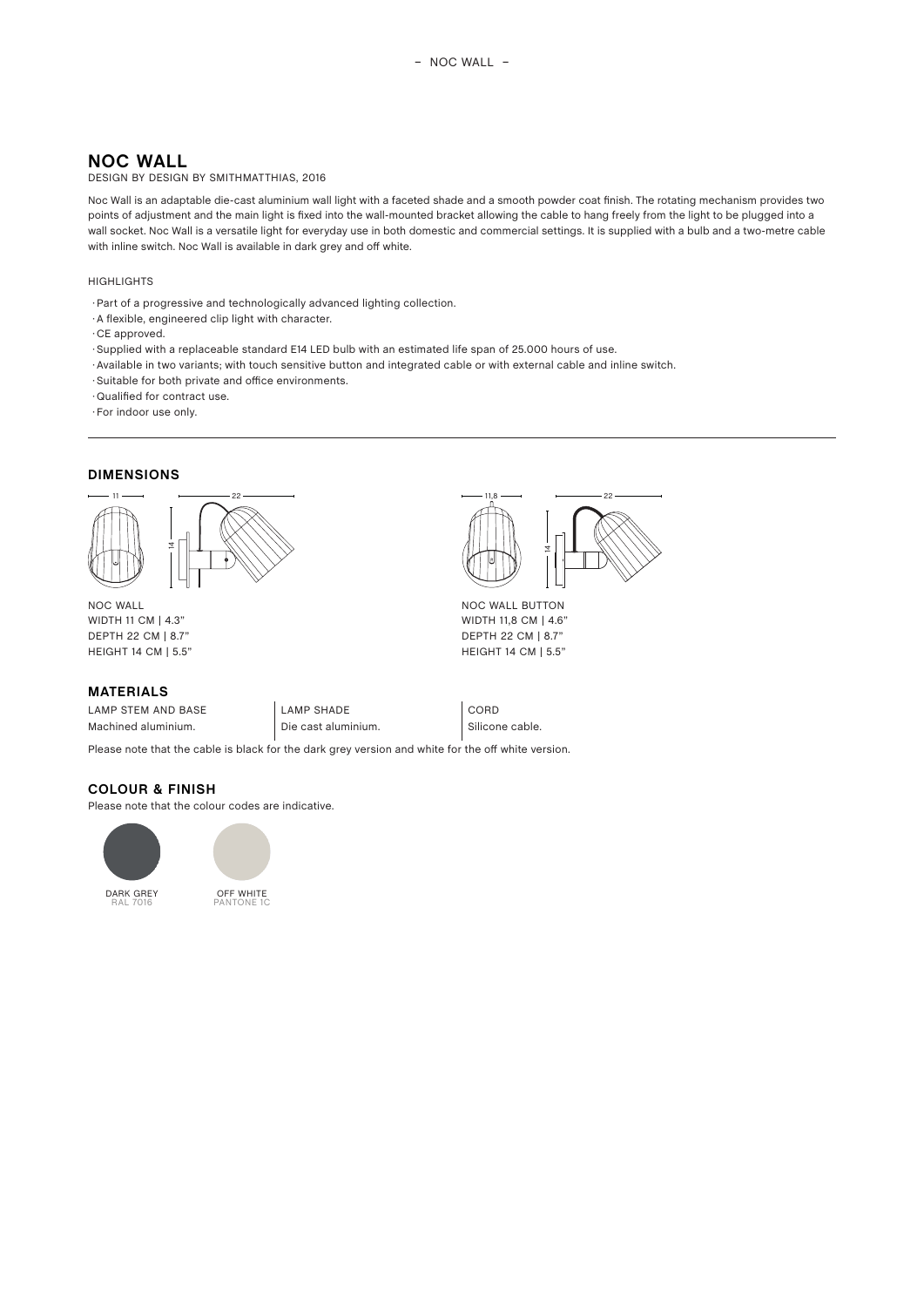# NOC WALL

DESIGN BY DESIGN BY SMITHMATTHIAS, 2016

Noc Wall is an adaptable die-cast aluminium wall light with a faceted shade and a smooth powder coat finish. The rotating mechanism provides two points of adjustment and the main light is fixed into the wall-mounted bracket allowing the cable to hang freely from the light to be plugged into a wall socket. Noc Wall is a versatile light for everyday use in both domestic and commercial settings. It is supplied with a bulb and a two-metre cable with inline switch. Noc Wall is available in dark grey and off white.

HIGHLIGHTS

- Part of a progressive and technologically advanced lighting collection.
- A flexible, engineered clip light with character.
- CE approved.
- Supplied with a replaceable standard E14 LED bulb with an estimated life span of 25.000 hours of use.
- Available in two variants; with touch sensitive button and integrated cable or with external cable and inline switch.
- Suitable for both private and office environments.
- Qualified for contract use.
- For indoor use only.

## DIMENSIONS

11 — 22 — 14

NOC WALL
WIDTH 11 CM | 4.3"
DEPTH 22 CM | 8.7"
HEIGHT 14 CM | 5.5"

11,8 — 22 — 14

NOC WALL BUTTON
WIDTH 11,8 CM | 4.6"
DEPTH 22 CM | 8.7"
HEIGHT 14 CM | 5.5"

## MATERIALS

| LAMP STEM AND BASE | LAMP SHADE | CORD |
| --- | --- | --- |
| Machined aluminium. | Die cast aluminium. | Silicone cable. |

Please note that the cable is black for the dark grey version and white for the off white version.

## COLOUR & FINISH

Please note that the colour codes are indicative.

DARK GREY
RAL 7016

OFF WHITE
PANTONE 1C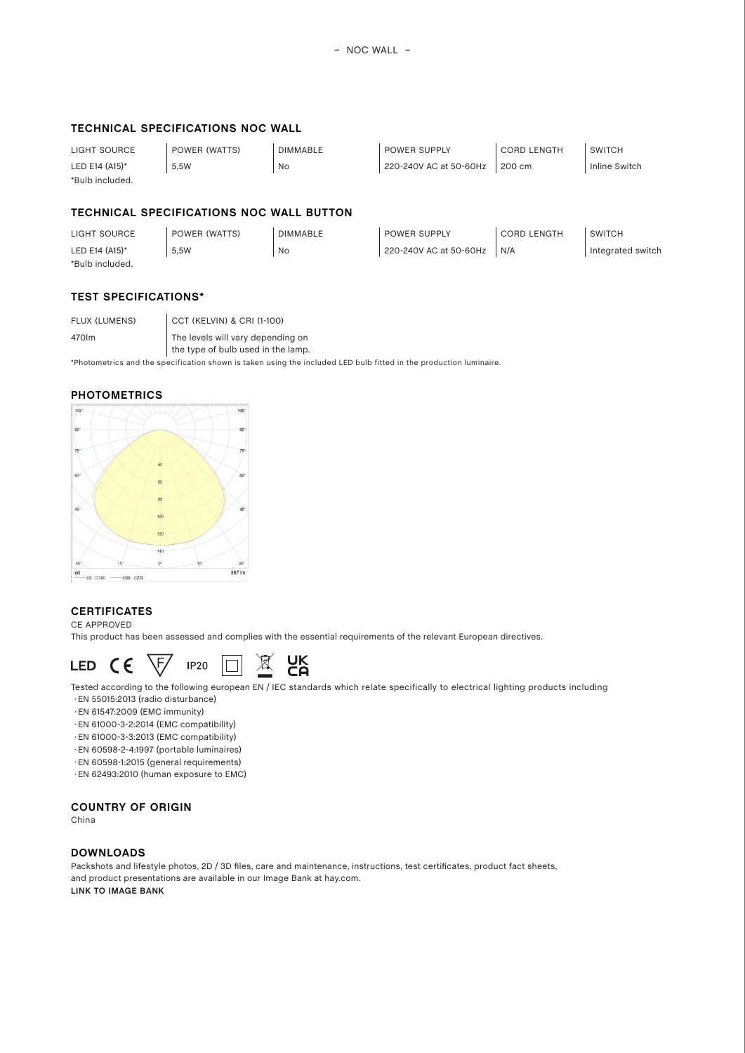- NOC WALL -

## TECHNICAL SPECIFICATIONS NOC WALL

| LIGHT SOURCE | POWER (WATTS) | DIMMABLE | POWER SUPPLY | CORD LENGTH | SWITCH |
|---|---|---|---|---|---|
| LED E14 (A15)* *Bulb included. | 5,5W | No | 220-240V AC at 50-60Hz | 200 cm | Inline Switch |

## TECHNICAL SPECIFICATIONS NOC WALL BUTTON

| LIGHT SOURCE | POWER (WATTS) | DIMMABLE | POWER SUPPLY | CORD LENGTH | SWITCH |
|---|---|---|---|---|---|
| LED E14 (A15)* *Bulb included. | 5,5W | No | 220-240V AC at 50-60Hz | N/A | Integrated switch |

## TEST SPECIFICATIONS*

| FLUX (LUMENS) | CCT (KELVIN) & CRI (1-100) |
|---|---|
| 470lm | The levels will vary depending on the type of bulb used in the lamp. |

*Photometrics and the specification shown is taken using the included LED bulb fitted in the production luminaire.

## PHOTOMETRICS

105° 105°
90° 90°
75° 75°
60° 60°
45° 45°
30° 15° 0° 15° 30°
40
60
80
100
120
140
cd
387 lm
C0 - C180 C90 - C270

## CERTIFICATES

CE APPROVED

This product has been assessed and complies with the essential requirements of the relevant European directives.

LED CE F IP20 UK CA

Tested according to the following european EN / IEC standards which relate specifically to electrical lighting products including

- EN 55015:2013 (radio disturbance)
- EN 61547:2009 (EMC immunity)
- EN 61000-3-2:2014 (EMC compatibility)
- EN 61000-3-3:2013 (EMC compatibility)
- EN 60598-2-4:1997 (portable luminaires)
- EN 60598-1:2015 (general requirements)
- EN 62493:2010 (human exposure to EMC)

## COUNTRY OF ORIGIN

China

## DOWNLOADS

Packshots and lifestyle photos, 2D / 3D files, care and maintenance, instructions, test certificates, product fact sheets, and product presentations are available in our Image Bank at hay.com.

**LINK TO IMAGE BANK**